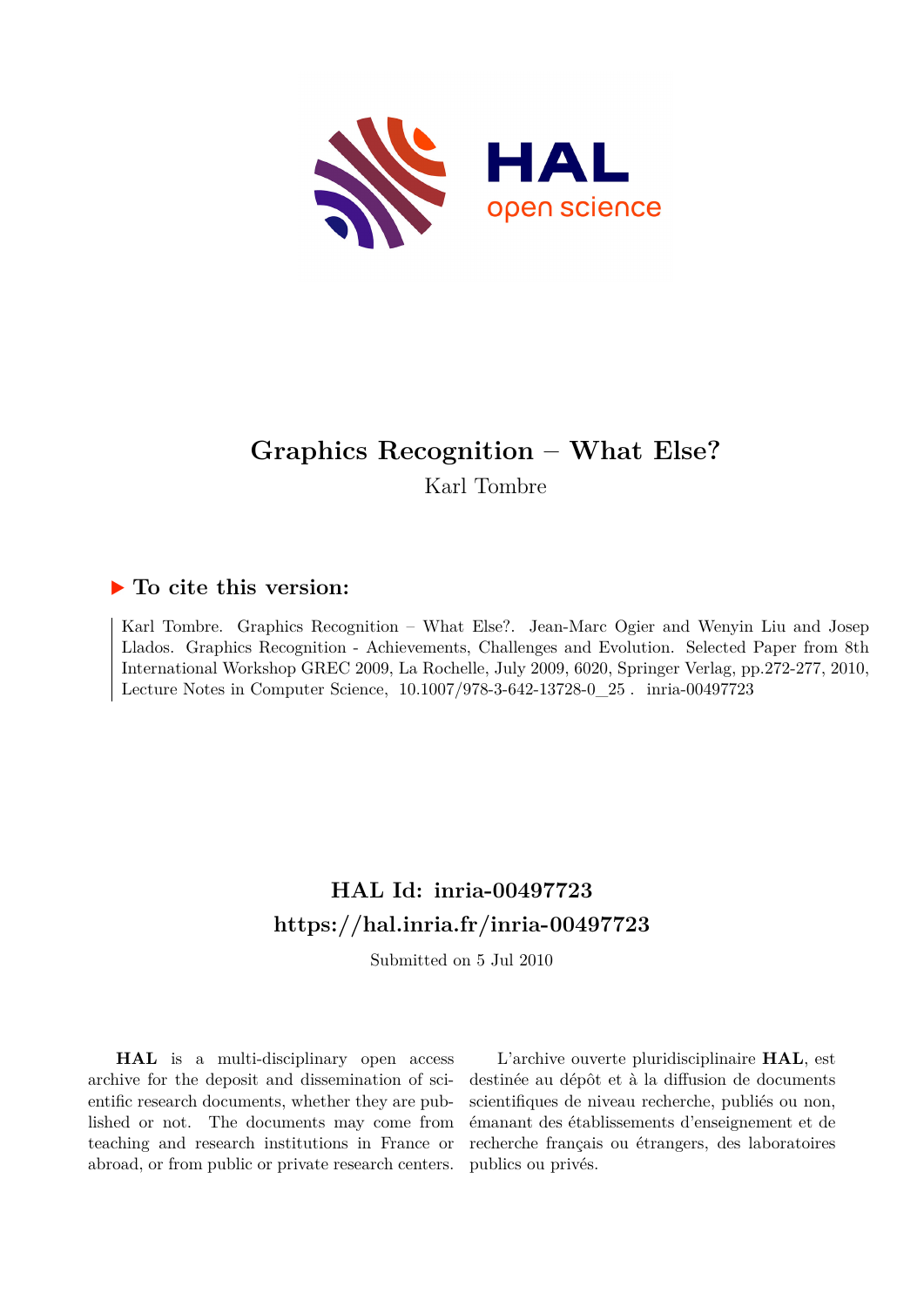# Graphics Recognition – What Else?

Karl Tombre

## ▶ To cite this version:

Karl Tombre. Graphics Recognition – What Else?. Jean-Marc Ogier and Wenyin Liu and Josep Llados. Graphics Recognition - Achievements, Challenges and Evolution. Selected Paper from 8th International Workshop GREC 2009, La Rochelle, July 2009, 6020, Springer Verlag, pp.272-277, 2010, Lecture Notes in Computer Science, 10.1007/978-3-642-13728-0_25 . inria-00497723

## HAL Id: inria-00497723
## https://hal.inria.fr/inria-00497723

Submitted on 5 Jul 2010

**HAL** is a multi-disciplinary open access archive for the deposit and dissemination of scientific research documents, whether they are published or not. The documents may come from teaching and research institutions in France or abroad, or from public or private research centers.

L'archive ouverte pluridisciplinaire **HAL**, est destinée au dépôt et à la diffusion de documents scientifiques de niveau recherche, publiés ou non, émanant des établissements d'enseignement et de recherche français ou étrangers, des laboratoires publics ou privés.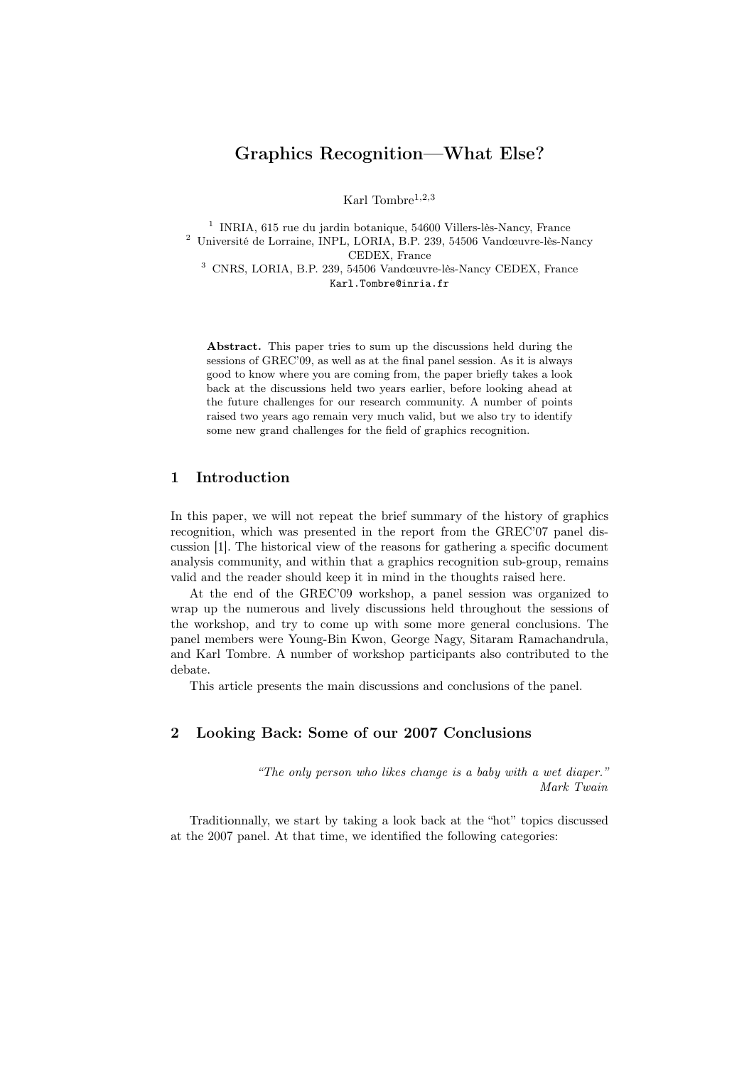# Graphics Recognition—What Else?

Karl Tombre[1,2,3]

[1] INRIA, 615 rue du jardin botanique, 54600 Villers-lès-Nancy, France
[2] Université de Lorraine, INPL, LORIA, B.P. 239, 54506 Vandœuvre-lès-Nancy CEDEX, France
[3] CNRS, LORIA, B.P. 239, 54506 Vandœuvre-lès-Nancy CEDEX, France
`Karl.Tombre@inria.fr`

**Abstract.** This paper tries to sum up the discussions held during the sessions of GREC'09, as well as at the final panel session. As it is always good to know where you are coming from, the paper briefly takes a look back at the discussions held two years earlier, before looking ahead at the future challenges for our research community. A number of points raised two years ago remain very much valid, but we also try to identify some new grand challenges for the field of graphics recognition.

## 1 Introduction

In this paper, we will not repeat the brief summary of the history of graphics recognition, which was presented in the report from the GREC'07 panel discussion [1]. The historical view of the reasons for gathering a specific document analysis community, and within that a graphics recognition sub-group, remains valid and the reader should keep it in mind in the thoughts raised here.

At the end of the GREC'09 workshop, a panel session was organized to wrap up the numerous and lively discussions held throughout the sessions of the workshop, and try to come up with some more general conclusions. The panel members were Young-Bin Kwon, George Nagy, Sitaram Ramachandrula, and Karl Tombre. A number of workshop participants also contributed to the debate.

This article presents the main discussions and conclusions of the panel.

## 2 Looking Back: Some of our 2007 Conclusions

*"The only person who likes change is a baby with a wet diaper."*
*Mark Twain*

Traditionnally, we start by taking a look back at the "hot" topics discussed at the 2007 panel. At that time, we identified the following categories: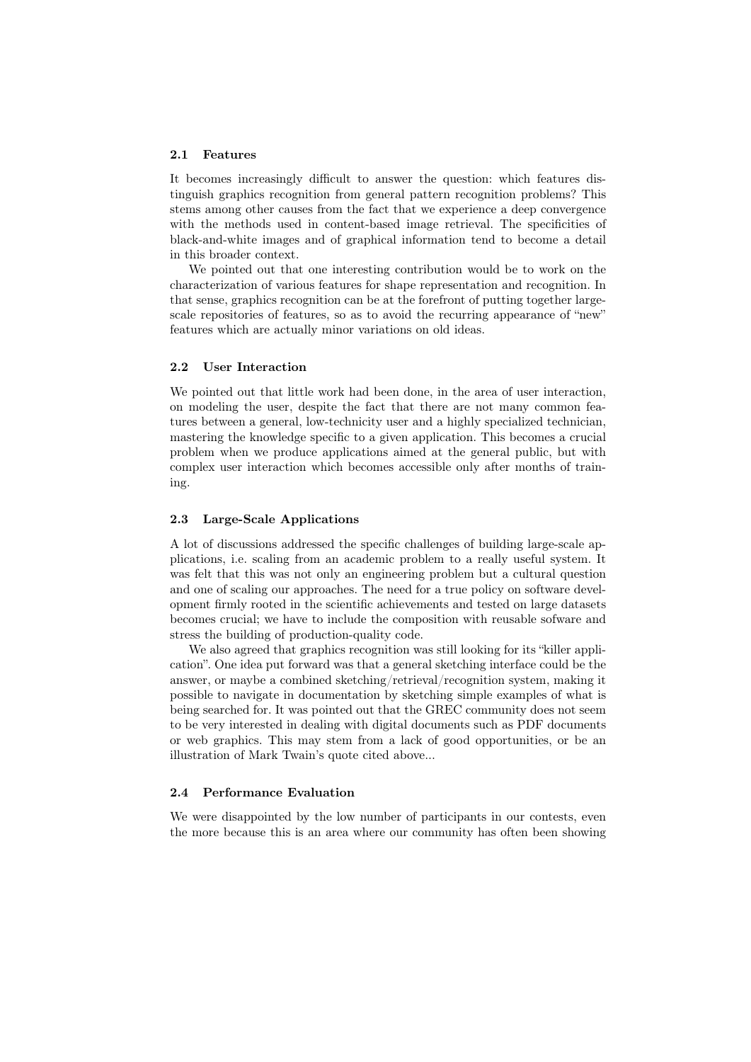### 2.1 Features

It becomes increasingly difficult to answer the question: which features distinguish graphics recognition from general pattern recognition problems? This stems among other causes from the fact that we experience a deep convergence with the methods used in content-based image retrieval. The specificities of black-and-white images and of graphical information tend to become a detail in this broader context.

We pointed out that one interesting contribution would be to work on the characterization of various features for shape representation and recognition. In that sense, graphics recognition can be at the forefront of putting together large-scale repositories of features, so as to avoid the recurring appearance of "new" features which are actually minor variations on old ideas.

### 2.2 User Interaction

We pointed out that little work had been done, in the area of user interaction, on modeling the user, despite the fact that there are not many common features between a general, low-technicity user and a highly specialized technician, mastering the knowledge specific to a given application. This becomes a crucial problem when we produce applications aimed at the general public, but with complex user interaction which becomes accessible only after months of training.

### 2.3 Large-Scale Applications

A lot of discussions addressed the specific challenges of building large-scale applications, i.e. scaling from an academic problem to a really useful system. It was felt that this was not only an engineering problem but a cultural question and one of scaling our approaches. The need for a true policy on software development firmly rooted in the scientific achievements and tested on large datasets becomes crucial; we have to include the composition with reusable sofware and stress the building of production-quality code.

We also agreed that graphics recognition was still looking for its "killer application". One idea put forward was that a general sketching interface could be the answer, or maybe a combined sketching/retrieval/recognition system, making it possible to navigate in documentation by sketching simple examples of what is being searched for. It was pointed out that the GREC community does not seem to be very interested in dealing with digital documents such as PDF documents or web graphics. This may stem from a lack of good opportunities, or be an illustration of Mark Twain's quote cited above...

### 2.4 Performance Evaluation

We were disappointed by the low number of participants in our contests, even the more because this is an area where our community has often been showing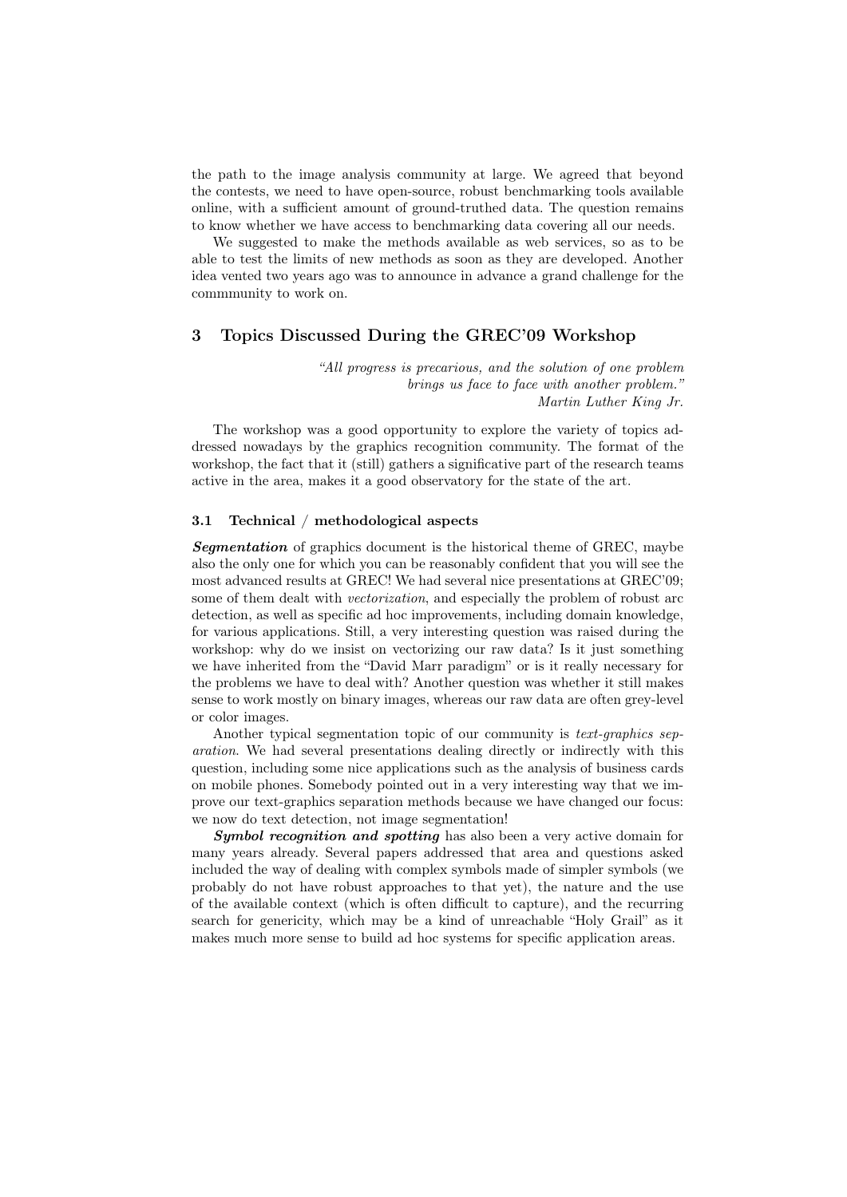the path to the image analysis community at large. We agreed that beyond the contests, we need to have open-source, robust benchmarking tools available online, with a sufficient amount of ground-truthed data. The question remains to know whether we have access to benchmarking data covering all our needs.

We suggested to make the methods available as web services, so as to be able to test the limits of new methods as soon as they are developed. Another idea vented two years ago was to announce in advance a grand challenge for the commmunity to work on.

## 3 Topics Discussed During the GREC'09 Workshop

> *"All progress is precarious, and the solution of one problem brings us face to face with another problem."*
> *Martin Luther King Jr.*

The workshop was a good opportunity to explore the variety of topics addressed nowadays by the graphics recognition community. The format of the workshop, the fact that it (still) gathers a significative part of the research teams active in the area, makes it a good observatory for the state of the art.

### 3.1 Technical / methodological aspects

***Segmentation*** of graphics document is the historical theme of GREC, maybe also the only one for which you can be reasonably confident that you will see the most advanced results at GREC! We had several nice presentations at GREC'09; some of them dealt with *vectorization*, and especially the problem of robust arc detection, as well as specific ad hoc improvements, including domain knowledge, for various applications. Still, a very interesting question was raised during the workshop: why do we insist on vectorizing our raw data? Is it just something we have inherited from the "David Marr paradigm" or is it really necessary for the problems we have to deal with? Another question was whether it still makes sense to work mostly on binary images, whereas our raw data are often grey-level or color images.

Another typical segmentation topic of our community is *text-graphics separation*. We had several presentations dealing directly or indirectly with this question, including some nice applications such as the analysis of business cards on mobile phones. Somebody pointed out in a very interesting way that we improve our text-graphics separation methods because we have changed our focus: we now do text detection, not image segmentation!

***Symbol recognition and spotting*** has also been a very active domain for many years already. Several papers addressed that area and questions asked included the way of dealing with complex symbols made of simpler symbols (we probably do not have robust approaches to that yet), the nature and the use of the available context (which is often difficult to capture), and the recurring search for genericity, which may be a kind of unreachable "Holy Grail" as it makes much more sense to build ad hoc systems for specific application areas.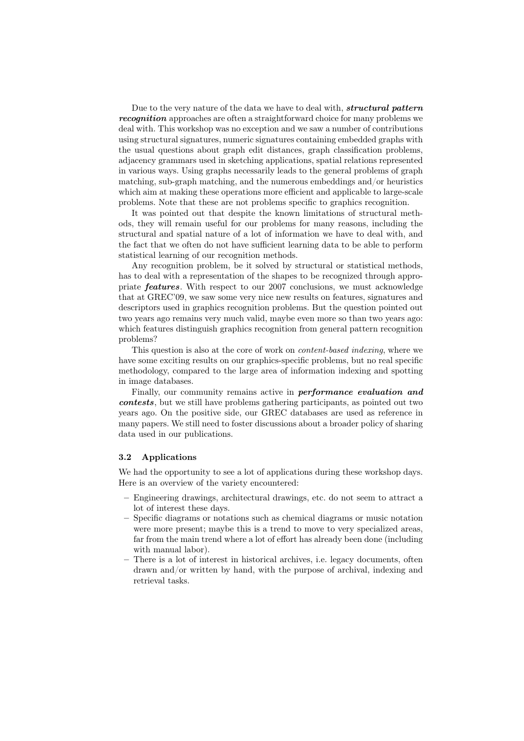Due to the very nature of the data we have to deal with, ***structural pattern recognition*** approaches are often a straightforward choice for many problems we deal with. This workshop was no exception and we saw a number of contributions using structural signatures, numeric signatures containing embedded graphs with the usual questions about graph edit distances, graph classification problems, adjacency grammars used in sketching applications, spatial relations represented in various ways. Using graphs necessarily leads to the general problems of graph matching, sub-graph matching, and the numerous embeddings and/or heuristics which aim at making these operations more efficient and applicable to large-scale problems. Note that these are not problems specific to graphics recognition.

It was pointed out that despite the known limitations of structural methods, they will remain useful for our problems for many reasons, including the structural and spatial nature of a lot of information we have to deal with, and the fact that we often do not have sufficient learning data to be able to perform statistical learning of our recognition methods.

Any recognition problem, be it solved by structural or statistical methods, has to deal with a representation of the shapes to be recognized through appropriate ***features***. With respect to our 2007 conclusions, we must acknowledge that at GREC'09, we saw some very nice new results on features, signatures and descriptors used in graphics recognition problems. But the question pointed out two years ago remains very much valid, maybe even more so than two years ago: which features distinguish graphics recognition from general pattern recognition problems?

This question is also at the core of work on *content-based indexing*, where we have some exciting results on our graphics-specific problems, but no real specific methodology, compared to the large area of information indexing and spotting in image databases.

Finally, our community remains active in ***performance evaluation and contests***, but we still have problems gathering participants, as pointed out two years ago. On the positive side, our GREC databases are used as reference in many papers. We still need to foster discussions about a broader policy of sharing data used in our publications.

### 3.2 Applications

We had the opportunity to see a lot of applications during these workshop days. Here is an overview of the variety encountered:

- Engineering drawings, architectural drawings, etc. do not seem to attract a lot of interest these days.
- Specific diagrams or notations such as chemical diagrams or music notation were more present; maybe this is a trend to move to very specialized areas, far from the main trend where a lot of effort has already been done (including with manual labor).
- There is a lot of interest in historical archives, i.e. legacy documents, often drawn and/or written by hand, with the purpose of archival, indexing and retrieval tasks.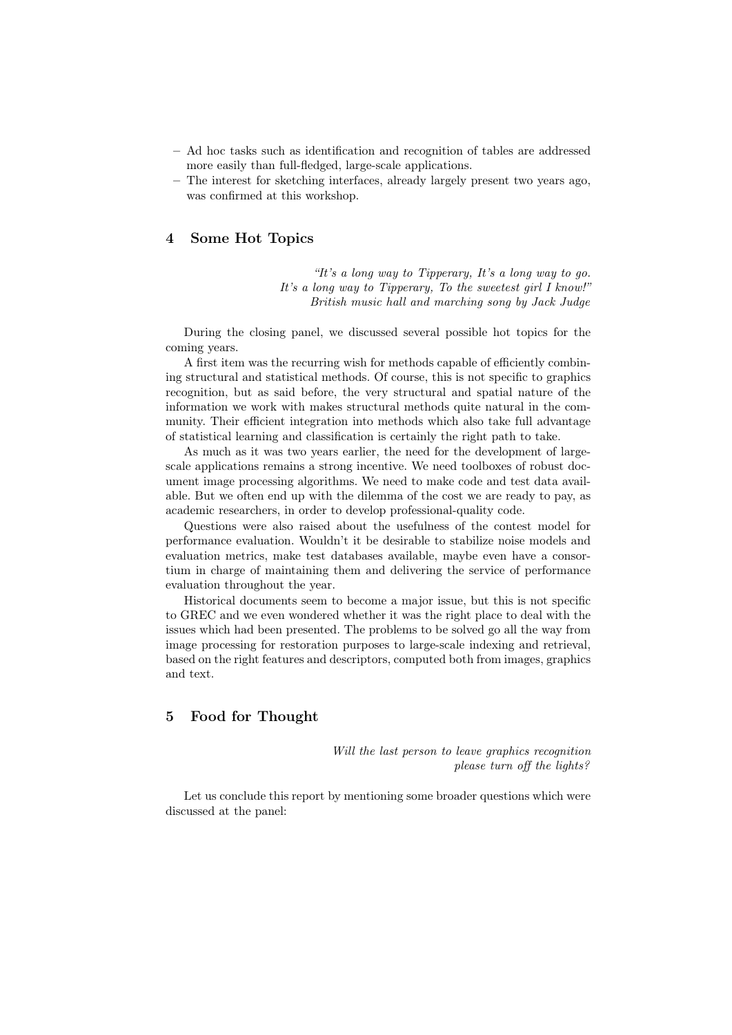– Ad hoc tasks such as identification and recognition of tables are addressed more easily than full-fledged, large-scale applications.
– The interest for sketching interfaces, already largely present two years ago, was confirmed at this workshop.

## 4 Some Hot Topics

> *"It's a long way to Tipperary, It's a long way to go.*
> *It's a long way to Tipperary, To the sweetest girl I know!"*
> *British music hall and marching song by Jack Judge*

During the closing panel, we discussed several possible hot topics for the coming years.

A first item was the recurring wish for methods capable of efficiently combining structural and statistical methods. Of course, this is not specific to graphics recognition, but as said before, the very structural and spatial nature of the information we work with makes structural methods quite natural in the community. Their efficient integration into methods which also take full advantage of statistical learning and classification is certainly the right path to take.

As much as it was two years earlier, the need for the development of large-scale applications remains a strong incentive. We need toolboxes of robust document image processing algorithms. We need to make code and test data available. But we often end up with the dilemma of the cost we are ready to pay, as academic researchers, in order to develop professional-quality code.

Questions were also raised about the usefulness of the contest model for performance evaluation. Wouldn't it be desirable to stabilize noise models and evaluation metrics, make test databases available, maybe even have a consortium in charge of maintaining them and delivering the service of performance evaluation throughout the year.

Historical documents seem to become a major issue, but this is not specific to GREC and we even wondered whether it was the right place to deal with the issues which had been presented. The problems to be solved go all the way from image processing for restoration purposes to large-scale indexing and retrieval, based on the right features and descriptors, computed both from images, graphics and text.

## 5 Food for Thought

> *Will the last person to leave graphics recognition*
> *please turn off the lights?*

Let us conclude this report by mentioning some broader questions which were discussed at the panel: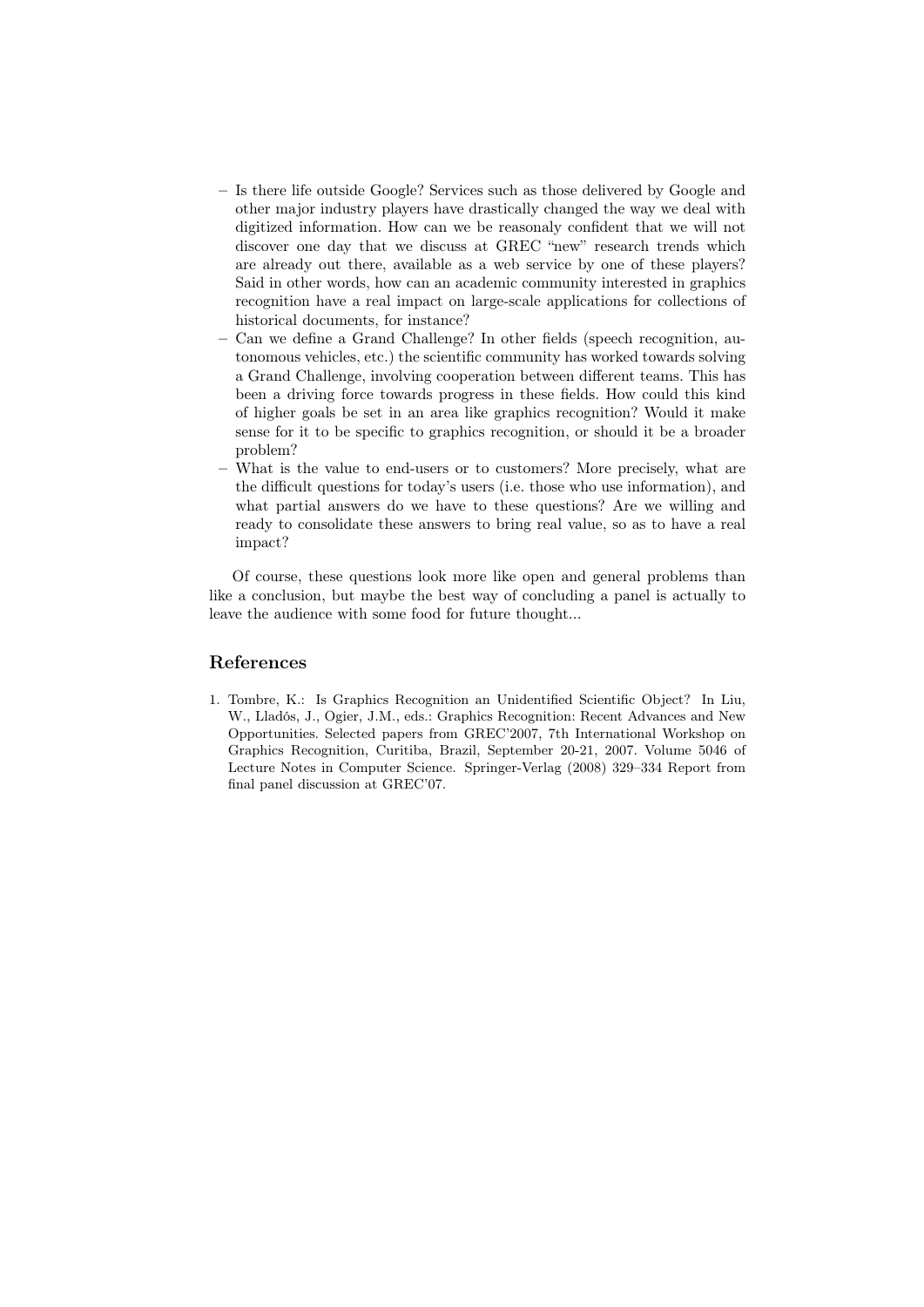- Is there life outside Google? Services such as those delivered by Google and other major industry players have drastically changed the way we deal with digitized information. How can we be reasonaly confident that we will not discover one day that we discuss at GREC "new" research trends which are already out there, available as a web service by one of these players? Said in other words, how can an academic community interested in graphics recognition have a real impact on large-scale applications for collections of historical documents, for instance?
- Can we define a Grand Challenge? In other fields (speech recognition, autonomous vehicles, etc.) the scientific community has worked towards solving a Grand Challenge, involving cooperation between different teams. This has been a driving force towards progress in these fields. How could this kind of higher goals be set in an area like graphics recognition? Would it make sense for it to be specific to graphics recognition, or should it be a broader problem?
- What is the value to end-users or to customers? More precisely, what are the difficult questions for today's users (i.e. those who use information), and what partial answers do we have to these questions? Are we willing and ready to consolidate these answers to bring real value, so as to have a real impact?

Of course, these questions look more like open and general problems than like a conclusion, but maybe the best way of concluding a panel is actually to leave the audience with some food for future thought...

## References

1. Tombre, K.: Is Graphics Recognition an Unidentified Scientific Object? In Liu, W., Lladós, J., Ogier, J.M., eds.: Graphics Recognition: Recent Advances and New Opportunities. Selected papers from GREC'2007, 7th International Workshop on Graphics Recognition, Curitiba, Brazil, September 20-21, 2007. Volume 5046 of Lecture Notes in Computer Science. Springer-Verlag (2008) 329–334 Report from final panel discussion at GREC'07.